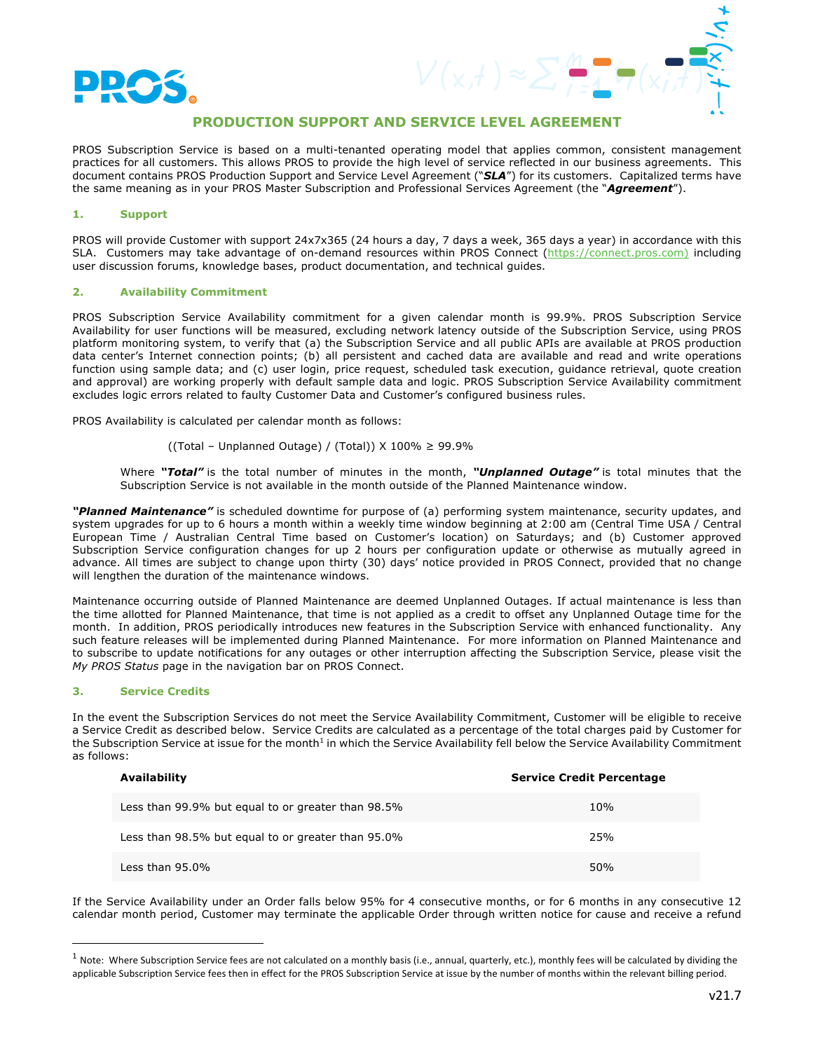# PRODUCTION SUPPORT AND SERVICE LEVEL AGREEMENT

PROS Subscription Service is based on a multi-tenanted operating model that applies common, consistent management practices for all customers. This allows PROS to provide the high level of service reflected in our business agreements. This document contains PROS Production Support and Service Level Agreement ("***SLA***") for its customers. Capitalized terms have the same meaning as in your PROS Master Subscription and Professional Services Agreement (the "***Agreement***").

## 1. Support

PROS will provide Customer with support 24x7x365 (24 hours a day, 7 days a week, 365 days a year) in accordance with this SLA. Customers may take advantage of on-demand resources within PROS Connect (https://connect.pros.com) including user discussion forums, knowledge bases, product documentation, and technical guides.

## 2. Availability Commitment

PROS Subscription Service Availability commitment for a given calendar month is 99.9%. PROS Subscription Service Availability for user functions will be measured, excluding network latency outside of the Subscription Service, using PROS platform monitoring system, to verify that (a) the Subscription Service and all public APIs are available at PROS production data center's Internet connection points; (b) all persistent and cached data are available and read and write operations function using sample data; and (c) user login, price request, scheduled task execution, guidance retrieval, quote creation and approval) are working properly with default sample data and logic. PROS Subscription Service Availability commitment excludes logic errors related to faulty Customer Data and Customer's configured business rules.

PROS Availability is calculated per calendar month as follows:

$$((\text{Total} - \text{Unplanned Outage}) / (\text{Total})) \times 100\% \geq 99.9\%$$

Where ***"Total"*** is the total number of minutes in the month, ***"Unplanned Outage"*** is total minutes that the Subscription Service is not available in the month outside of the Planned Maintenance window.

***"Planned Maintenance"*** is scheduled downtime for purpose of (a) performing system maintenance, security updates, and system upgrades for up to 6 hours a month within a weekly time window beginning at 2:00 am (Central Time USA / Central European Time / Australian Central Time based on Customer's location) on Saturdays; and (b) Customer approved Subscription Service configuration changes for up 2 hours per configuration update or otherwise as mutually agreed in advance. All times are subject to change upon thirty (30) days' notice provided in PROS Connect, provided that no change will lengthen the duration of the maintenance windows.

Maintenance occurring outside of Planned Maintenance are deemed Unplanned Outages. If actual maintenance is less than the time allotted for Planned Maintenance, that time is not applied as a credit to offset any Unplanned Outage time for the month. In addition, PROS periodically introduces new features in the Subscription Service with enhanced functionality. Any such feature releases will be implemented during Planned Maintenance. For more information on Planned Maintenance and to subscribe to update notifications for any outages or other interruption affecting the Subscription Service, please visit the *My PROS Status* page in the navigation bar on PROS Connect.

## 3. Service Credits

In the event the Subscription Services do not meet the Service Availability Commitment, Customer will be eligible to receive a Service Credit as described below. Service Credits are calculated as a percentage of the total charges paid by Customer for the Subscription Service at issue for the month[1] in which the Service Availability fell below the Service Availability Commitment as follows:

| Availability | Service Credit Percentage |
|---|---|
| Less than 99.9% but equal to or greater than 98.5% | 10% |
| Less than 98.5% but equal to or greater than 95.0% | 25% |
| Less than 95.0% | 50% |

If the Service Availability under an Order falls below 95% for 4 consecutive months, or for 6 months in any consecutive 12 calendar month period, Customer may terminate the applicable Order through written notice for cause and receive a refund

[1] Note: Where Subscription Service fees are not calculated on a monthly basis (i.e., annual, quarterly, etc.), monthly fees will be calculated by dividing the applicable Subscription Service fees then in effect for the PROS Subscription Service at issue by the number of months within the relevant billing period.

v21.7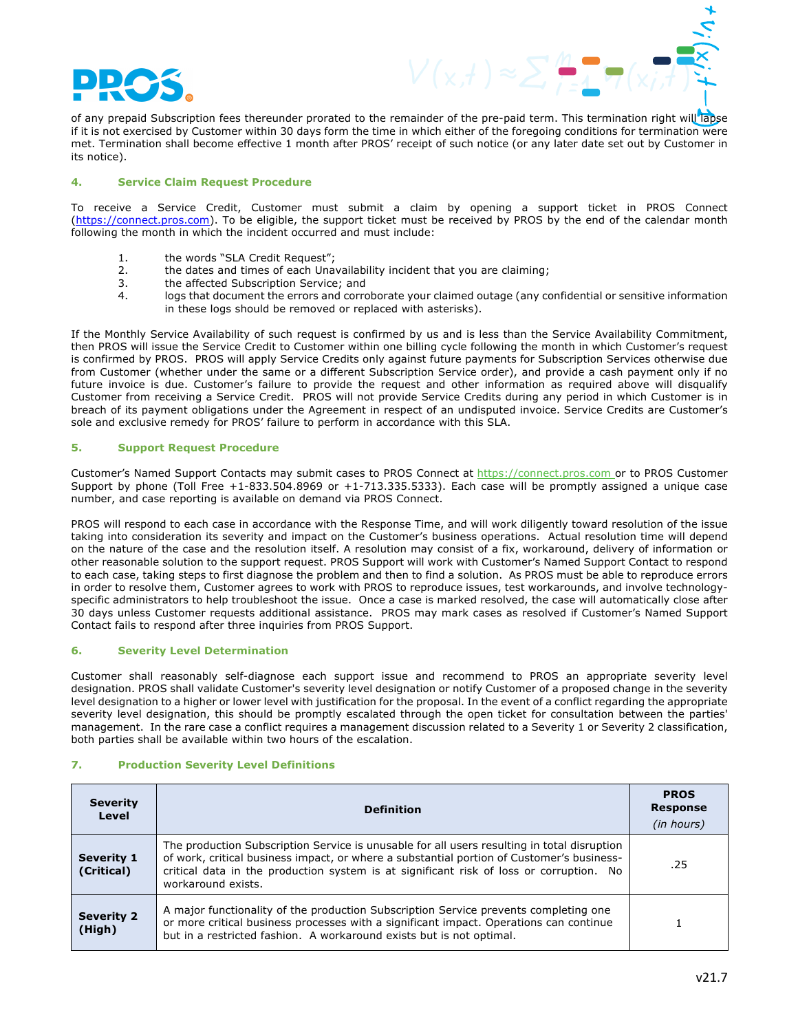of any prepaid Subscription fees thereunder prorated to the remainder of the pre-paid term. This termination right will lapse if it is not exercised by Customer within 30 days form the time in which either of the foregoing conditions for termination were met. Termination shall become effective 1 month after PROS' receipt of such notice (or any later date set out by Customer in its notice).

## 4. Service Claim Request Procedure

To receive a Service Credit, Customer must submit a claim by opening a support ticket in PROS Connect (https://connect.pros.com). To be eligible, the support ticket must be received by PROS by the end of the calendar month following the month in which the incident occurred and must include:

1. the words "SLA Credit Request";
2. the dates and times of each Unavailability incident that you are claiming;
3. the affected Subscription Service; and
4. logs that document the errors and corroborate your claimed outage (any confidential or sensitive information in these logs should be removed or replaced with asterisks).

If the Monthly Service Availability of such request is confirmed by us and is less than the Service Availability Commitment, then PROS will issue the Service Credit to Customer within one billing cycle following the month in which Customer's request is confirmed by PROS. PROS will apply Service Credits only against future payments for Subscription Services otherwise due from Customer (whether under the same or a different Subscription Service order), and provide a cash payment only if no future invoice is due. Customer's failure to provide the request and other information as required above will disqualify Customer from receiving a Service Credit. PROS will not provide Service Credits during any period in which Customer is in breach of its payment obligations under the Agreement in respect of an undisputed invoice. Service Credits are Customer's sole and exclusive remedy for PROS' failure to perform in accordance with this SLA.

## 5. Support Request Procedure

Customer's Named Support Contacts may submit cases to PROS Connect at https://connect.pros.com or to PROS Customer Support by phone (Toll Free +1-833.504.8969 or +1-713.335.5333). Each case will be promptly assigned a unique case number, and case reporting is available on demand via PROS Connect.

PROS will respond to each case in accordance with the Response Time, and will work diligently toward resolution of the issue taking into consideration its severity and impact on the Customer's business operations. Actual resolution time will depend on the nature of the case and the resolution itself. A resolution may consist of a fix, workaround, delivery of information or other reasonable solution to the support request. PROS Support will work with Customer's Named Support Contact to respond to each case, taking steps to first diagnose the problem and then to find a solution. As PROS must be able to reproduce errors in order to resolve them, Customer agrees to work with PROS to reproduce issues, test workarounds, and involve technology-specific administrators to help troubleshoot the issue. Once a case is marked resolved, the case will automatically close after 30 days unless Customer requests additional assistance. PROS may mark cases as resolved if Customer's Named Support Contact fails to respond after three inquiries from PROS Support.

## 6. Severity Level Determination

Customer shall reasonably self-diagnose each support issue and recommend to PROS an appropriate severity level designation. PROS shall validate Customer's severity level designation or notify Customer of a proposed change in the severity level designation to a higher or lower level with justification for the proposal. In the event of a conflict regarding the appropriate severity level designation, this should be promptly escalated through the open ticket for consultation between the parties' management. In the rare case a conflict requires a management discussion related to a Severity 1 or Severity 2 classification, both parties shall be available within two hours of the escalation.

## 7. Production Severity Level Definitions

| Severity Level | Definition | PROS Response *(in hours)* |
|---|---|---|
| **Severity 1 (Critical)** | The production Subscription Service is unusable for all users resulting in total disruption of work, critical business impact, or where a substantial portion of Customer's business-critical data in the production system is at significant risk of loss or corruption. No workaround exists. | .25 |
| **Severity 2 (High)** | A major functionality of the production Subscription Service prevents completing one or more critical business processes with a significant impact. Operations can continue but in a restricted fashion. A workaround exists but is not optimal. | 1 |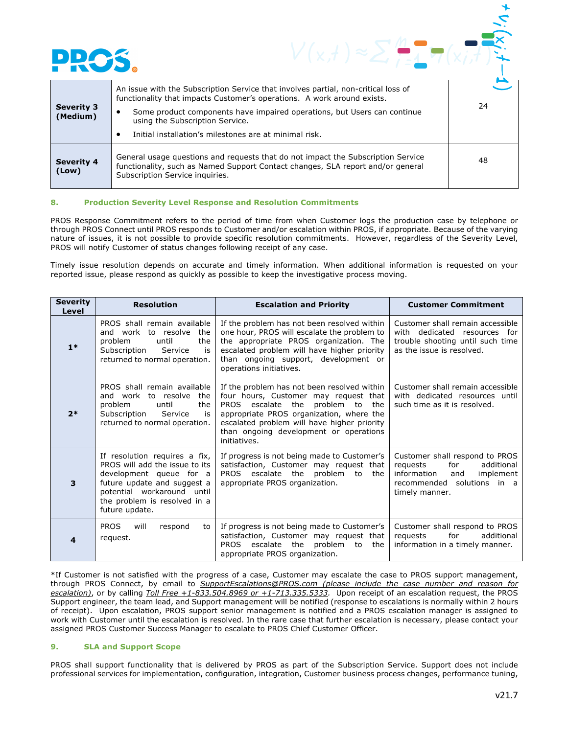| Severity 3 (Medium) | An issue with the Subscription Service that involves partial, non-critical loss of functionality that impacts Customer's operations. A work around exists.<br>• Some product components have impaired operations, but Users can continue using the Subscription Service.<br>• Initial installation's milestones are at minimal risk. | 24 |
|---|---|---|
| **Severity 4 (Low)** | General usage questions and requests that do not impact the Subscription Service functionality, such as Named Support Contact changes, SLA report and/or general Subscription Service inquiries. | 48 |

## 8. Production Severity Level Response and Resolution Commitments

PROS Response Commitment refers to the period of time from when Customer logs the production case by telephone or through PROS Connect until PROS responds to Customer and/or escalation within PROS, if appropriate. Because of the varying nature of issues, it is not possible to provide specific resolution commitments. However, regardless of the Severity Level, PROS will notify Customer of status changes following receipt of any case.

Timely issue resolution depends on accurate and timely information. When additional information is requested on your reported issue, please respond as quickly as possible to keep the investigative process moving.

| Severity Level | Resolution | Escalation and Priority | Customer Commitment |
|---|---|---|---|
| **1*** | PROS shall remain available and work to resolve the problem until the Subscription Service is returned to normal operation. | If the problem has not been resolved within one hour, PROS will escalate the problem to the appropriate PROS organization. The escalated problem will have higher priority than ongoing support, development or operations initiatives. | Customer shall remain accessible with dedicated resources for trouble shooting until such time as the issue is resolved. |
| **2*** | PROS shall remain available and work to resolve the problem until the Subscription Service is returned to normal operation. | If the problem has not been resolved within four hours, Customer may request that PROS escalate the problem to the appropriate PROS organization, where the escalated problem will have higher priority than ongoing development or operations initiatives. | Customer shall remain accessible with dedicated resources until such time as it is resolved. |
| **3** | If resolution requires a fix, PROS will add the issue to its development queue for a future update and suggest a potential workaround until the problem is resolved in a future update. | If progress is not being made to Customer's satisfaction, Customer may request that PROS escalate the problem to the appropriate PROS organization. | Customer shall respond to PROS requests for additional information and implement recommended solutions in a timely manner. |
| **4** | PROS will respond to request. | If progress is not being made to Customer's satisfaction, Customer may request that PROS escalate the problem to the appropriate PROS organization. | Customer shall respond to PROS requests for additional information in a timely manner. |

*If Customer is not satisfied with the progress of a case, Customer may escalate the case to PROS support management, through PROS Connect, by email to *SupportEscalations@PROS.com (please include the case number and reason for escalation)*, or by calling *Toll Free +1-833.504.8969 or +1-713.335.5333*. Upon receipt of an escalation request, the PROS Support engineer, the team lead, and Support management will be notified (response to escalations is normally within 2 hours of receipt). Upon escalation, PROS support senior management is notified and a PROS escalation manager is assigned to work with Customer until the escalation is resolved. In the rare case that further escalation is necessary, please contact your assigned PROS Customer Success Manager to escalate to PROS Chief Customer Officer.

## 9. SLA and Support Scope

PROS shall support functionality that is delivered by PROS as part of the Subscription Service. Support does not include professional services for implementation, configuration, integration, Customer business process changes, performance tuning,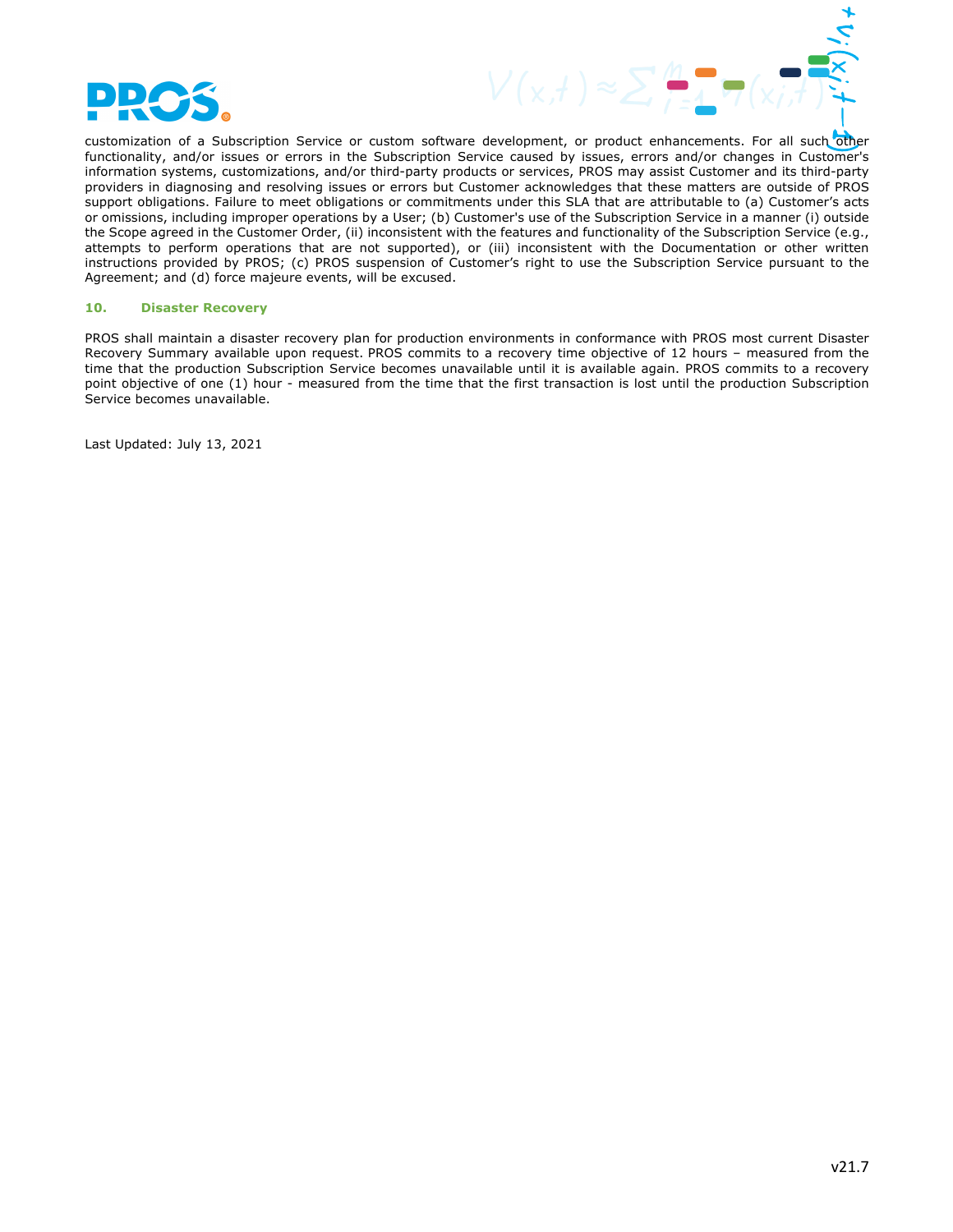customization of a Subscription Service or custom software development, or product enhancements. For all such other functionality, and/or issues or errors in the Subscription Service caused by issues, errors and/or changes in Customer's information systems, customizations, and/or third-party products or services, PROS may assist Customer and its third-party providers in diagnosing and resolving issues or errors but Customer acknowledges that these matters are outside of PROS support obligations. Failure to meet obligations or commitments under this SLA that are attributable to (a) Customer's acts or omissions, including improper operations by a User; (b) Customer's use of the Subscription Service in a manner (i) outside the Scope agreed in the Customer Order, (ii) inconsistent with the features and functionality of the Subscription Service (e.g., attempts to perform operations that are not supported), or (iii) inconsistent with the Documentation or other written instructions provided by PROS; (c) PROS suspension of Customer's right to use the Subscription Service pursuant to the Agreement; and (d) force majeure events, will be excused.

## 10. Disaster Recovery

PROS shall maintain a disaster recovery plan for production environments in conformance with PROS most current Disaster Recovery Summary available upon request. PROS commits to a recovery time objective of 12 hours – measured from the time that the production Subscription Service becomes unavailable until it is available again. PROS commits to a recovery point objective of one (1) hour - measured from the time that the first transaction is lost until the production Subscription Service becomes unavailable.

Last Updated: July 13, 2021

v21.7